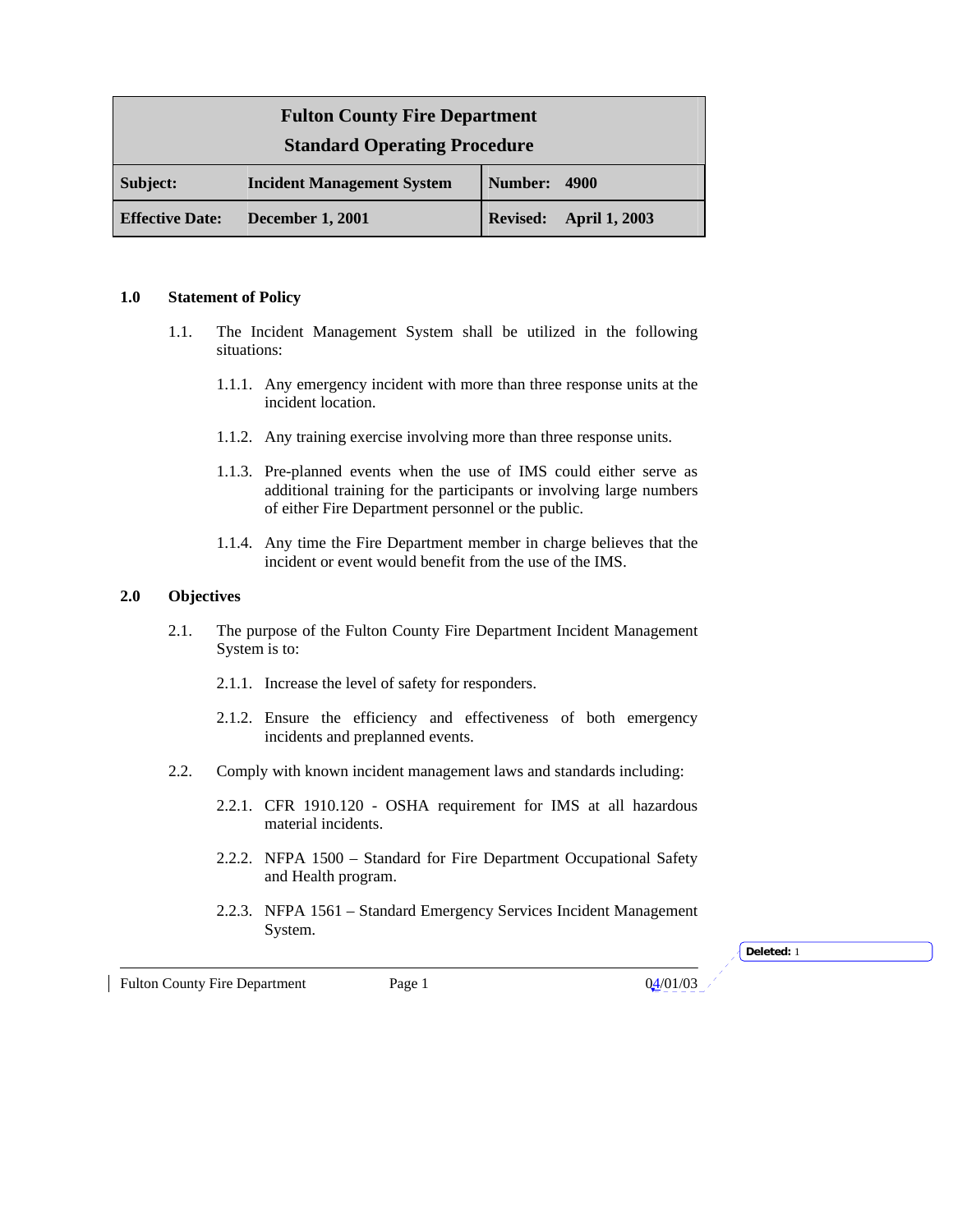| **Fulton County Fire Department Standard Operating Procedure** | | | |
|---|---|---|---|
| **Subject:** | **Incident Management System** | **Number:** | **4900** |
| **Effective Date:** | **December 1, 2001** | **Revised:** | **April 1, 2003** |

## 1.0 Statement of Policy

1.1. The Incident Management System shall be utilized in the following situations:

- 1.1.1. Any emergency incident with more than three response units at the incident location.
- 1.1.2. Any training exercise involving more than three response units.
- 1.1.3. Pre-planned events when the use of IMS could either serve as additional training for the participants or involving large numbers of either Fire Department personnel or the public.
- 1.1.4. Any time the Fire Department member in charge believes that the incident or event would benefit from the use of the IMS.

## 2.0 Objectives

2.1. The purpose of the Fulton County Fire Department Incident Management System is to:

- 2.1.1. Increase the level of safety for responders.
- 2.1.2. Ensure the efficiency and effectiveness of both emergency incidents and preplanned events.

2.2. Comply with known incident management laws and standards including:

- 2.2.1. CFR 1910.120 - OSHA requirement for IMS at all hazardous material incidents.
- 2.2.2. NFPA 1500 – Standard for Fire Department Occupational Safety and Health program.
- 2.2.3. NFPA 1561 – Standard Emergency Services Incident Management System.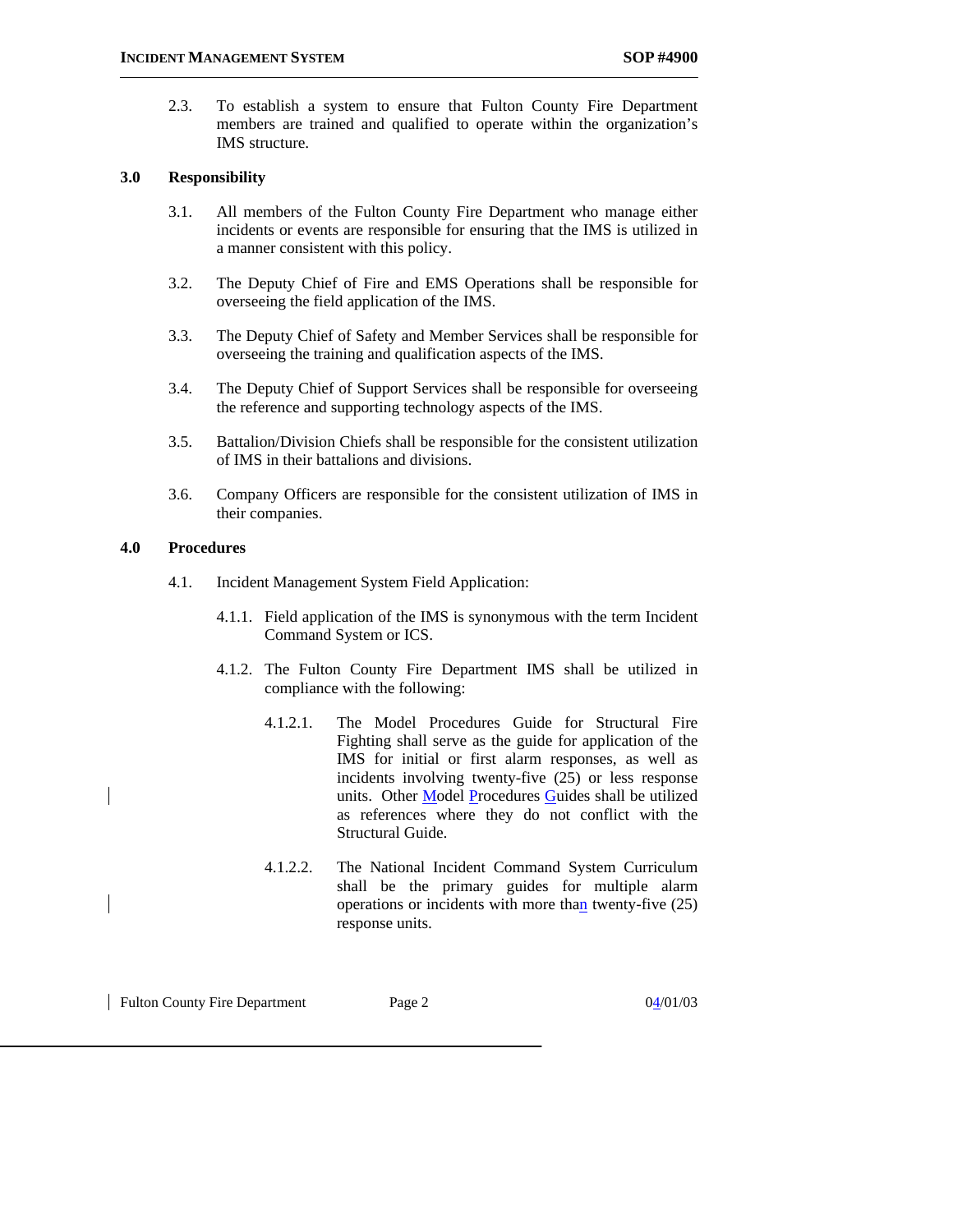2.3. To establish a system to ensure that Fulton County Fire Department members are trained and qualified to operate within the organization's IMS structure.

## 3.0 Responsibility

3.1. All members of the Fulton County Fire Department who manage either incidents or events are responsible for ensuring that the IMS is utilized in a manner consistent with this policy.

3.2. The Deputy Chief of Fire and EMS Operations shall be responsible for overseeing the field application of the IMS.

3.3. The Deputy Chief of Safety and Member Services shall be responsible for overseeing the training and qualification aspects of the IMS.

3.4. The Deputy Chief of Support Services shall be responsible for overseeing the reference and supporting technology aspects of the IMS.

3.5. Battalion/Division Chiefs shall be responsible for the consistent utilization of IMS in their battalions and divisions.

3.6. Company Officers are responsible for the consistent utilization of IMS in their companies.

## 4.0 Procedures

4.1. Incident Management System Field Application:

4.1.1. Field application of the IMS is synonymous with the term Incident Command System or ICS.

4.1.2. The Fulton County Fire Department IMS shall be utilized in compliance with the following:

4.1.2.1. The Model Procedures Guide for Structural Fire Fighting shall serve as the guide for application of the IMS for initial or first alarm responses, as well as incidents involving twenty-five (25) or less response units. Other Model Procedures Guides shall be utilized as references where they do not conflict with the Structural Guide.

4.1.2.2. The National Incident Command System Curriculum shall be the primary guides for multiple alarm operations or incidents with more than twenty-five (25) response units.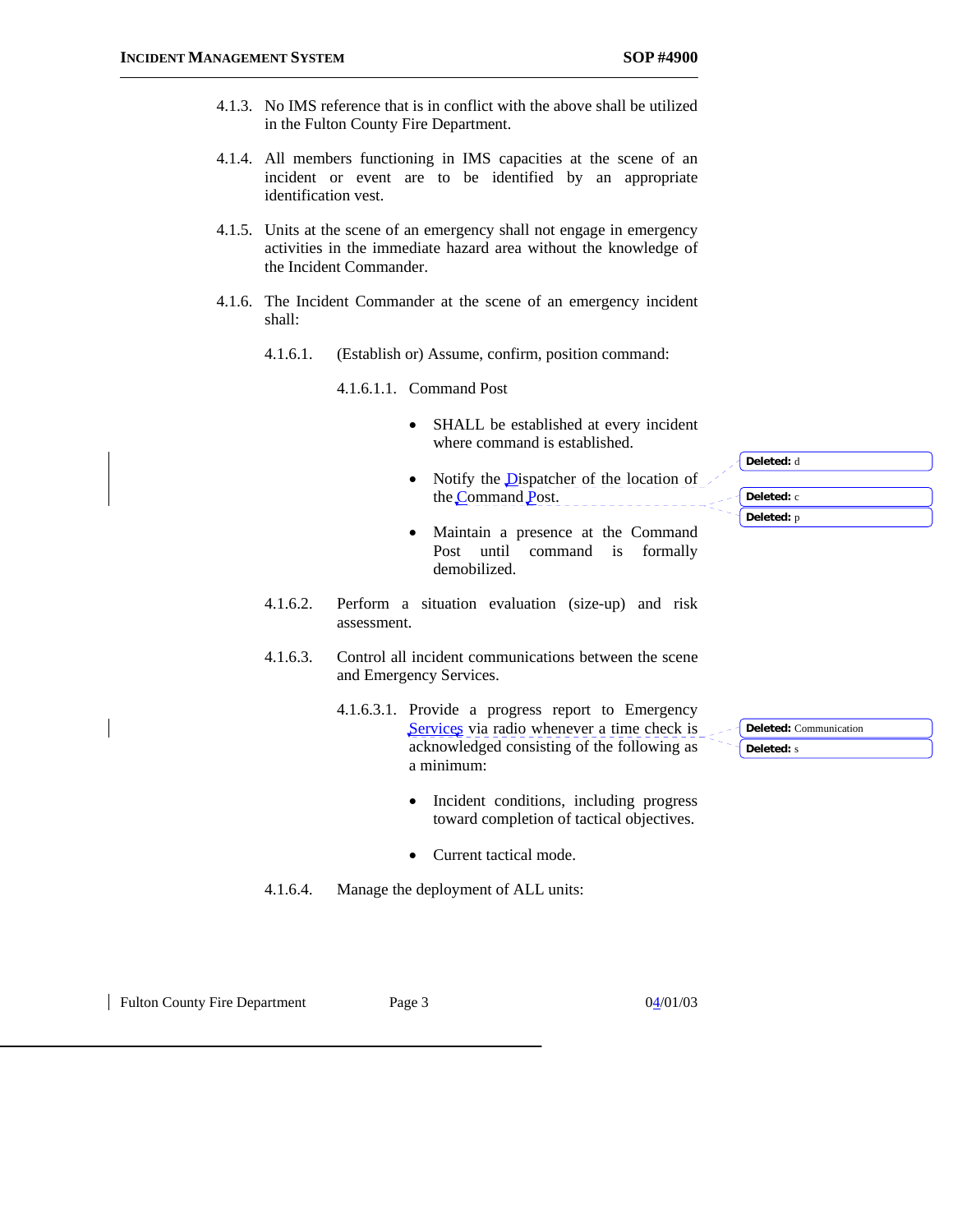4.1.3. No IMS reference that is in conflict with the above shall be utilized in the Fulton County Fire Department.

4.1.4. All members functioning in IMS capacities at the scene of an incident or event are to be identified by an appropriate identification vest.

4.1.5. Units at the scene of an emergency shall not engage in emergency activities in the immediate hazard area without the knowledge of the Incident Commander.

4.1.6. The Incident Commander at the scene of an emergency incident shall:

4.1.6.1. (Establish or) Assume, confirm, position command:

4.1.6.1.1. Command Post

- SHALL be established at every incident where command is established.
- Notify the Dispatcher of the location of the Command Post.
- Maintain a presence at the Command Post until command is formally demobilized.

4.1.6.2. Perform a situation evaluation (size-up) and risk assessment.

4.1.6.3. Control all incident communications between the scene and Emergency Services.

4.1.6.3.1. Provide a progress report to Emergency Services via radio whenever a time check is acknowledged consisting of the following as a minimum:

- Incident conditions, including progress toward completion of tactical objectives.
- Current tactical mode.

4.1.6.4. Manage the deployment of ALL units: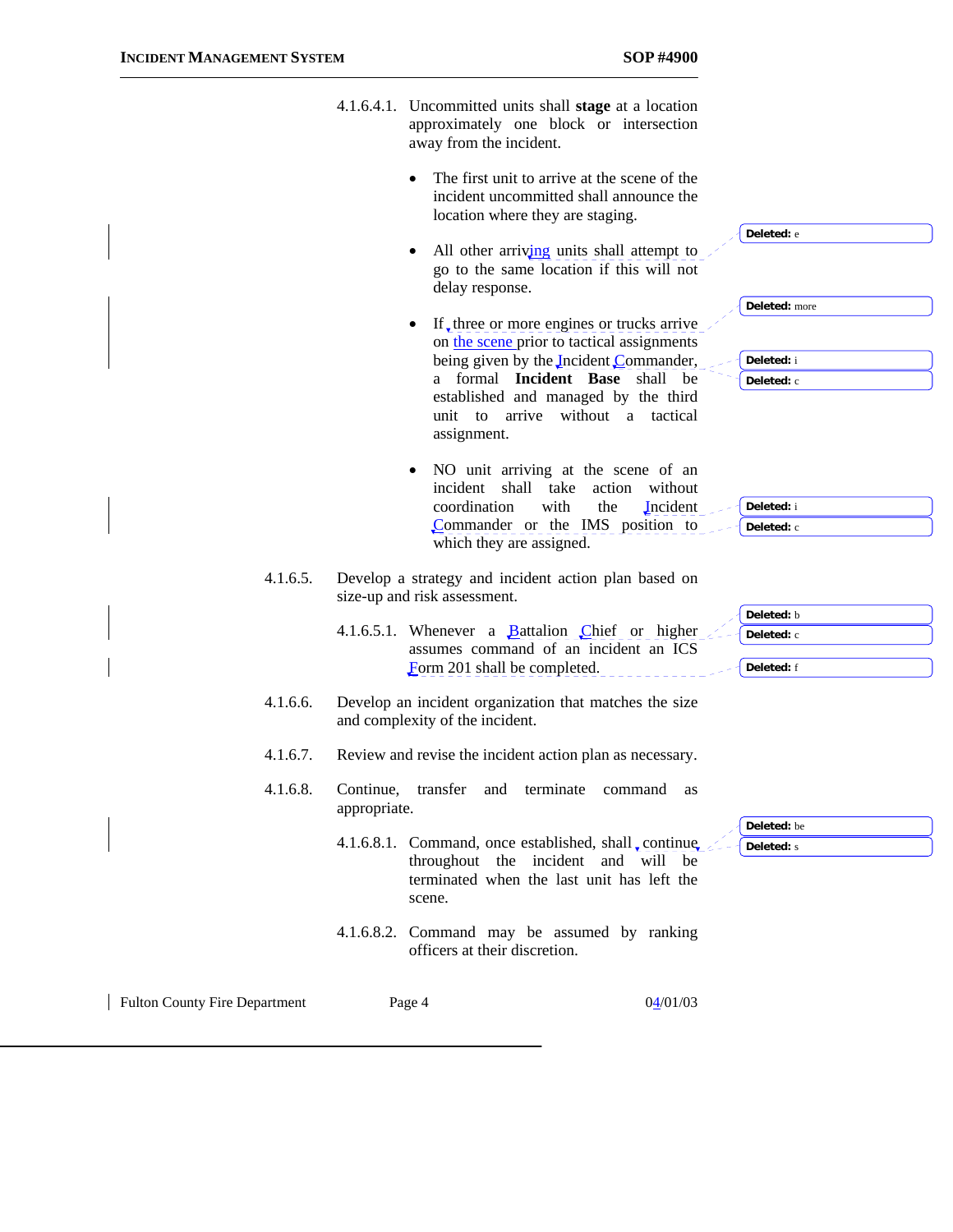4.1.6.4.1. Uncommitted units shall **stage** at a location approximately one block or intersection away from the incident.

- The first unit to arrive at the scene of the incident uncommitted shall announce the location where they are staging.
- All other arriving units shall attempt to go to the same location if this will not delay response.
- If three or more engines or trucks arrive on the scene prior to tactical assignments being given by the Incident Commander, a formal **Incident Base** shall be established and managed by the third unit to arrive without a tactical assignment.
- NO unit arriving at the scene of an incident shall take action without coordination with the Incident Commander or the IMS position to which they are assigned.

4.1.6.5. Develop a strategy and incident action plan based on size-up and risk assessment.

4.1.6.5.1. Whenever a Battalion Chief or higher assumes command of an incident an ICS Form 201 shall be completed.

4.1.6.6. Develop an incident organization that matches the size and complexity of the incident.

4.1.6.7. Review and revise the incident action plan as necessary.

4.1.6.8. Continue, transfer and terminate command as appropriate.

4.1.6.8.1. Command, once established, shall continue throughout the incident and will be terminated when the last unit has left the scene.

4.1.6.8.2. Command may be assumed by ranking officers at their discretion.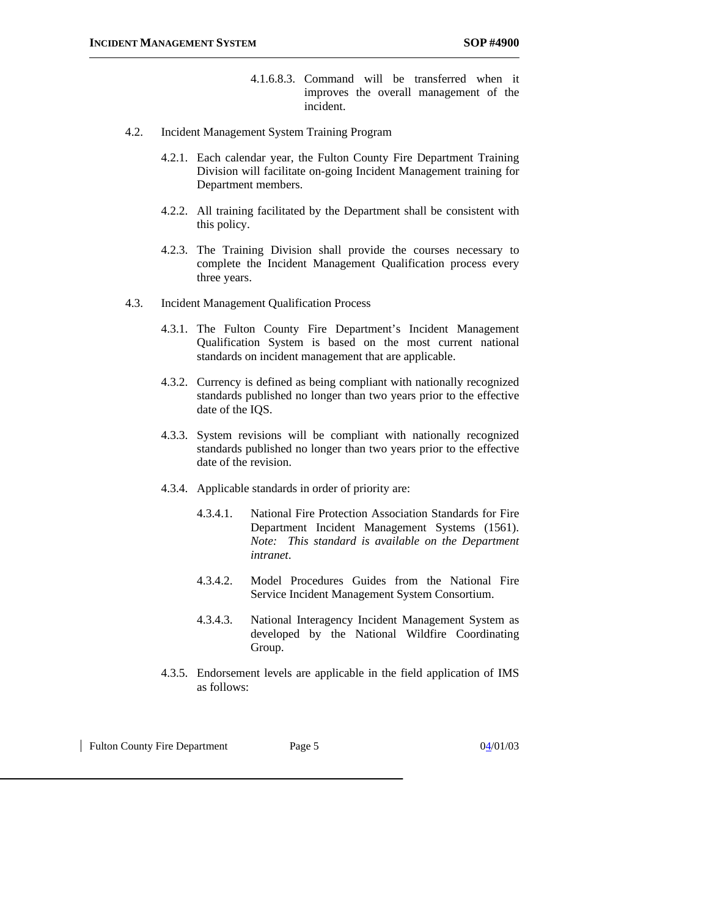4.1.6.8.3. Command will be transferred when it improves the overall management of the incident.

4.2. Incident Management System Training Program

4.2.1. Each calendar year, the Fulton County Fire Department Training Division will facilitate on-going Incident Management training for Department members.

4.2.2. All training facilitated by the Department shall be consistent with this policy.

4.2.3. The Training Division shall provide the courses necessary to complete the Incident Management Qualification process every three years.

4.3. Incident Management Qualification Process

4.3.1. The Fulton County Fire Department's Incident Management Qualification System is based on the most current national standards on incident management that are applicable.

4.3.2. Currency is defined as being compliant with nationally recognized standards published no longer than two years prior to the effective date of the IQS.

4.3.3. System revisions will be compliant with nationally recognized standards published no longer than two years prior to the effective date of the revision.

4.3.4. Applicable standards in order of priority are:

4.3.4.1. National Fire Protection Association Standards for Fire Department Incident Management Systems (1561). *Note: This standard is available on the Department intranet.*

4.3.4.2. Model Procedures Guides from the National Fire Service Incident Management System Consortium.

4.3.4.3. National Interagency Incident Management System as developed by the National Wildfire Coordinating Group.

4.3.5. Endorsement levels are applicable in the field application of IMS as follows: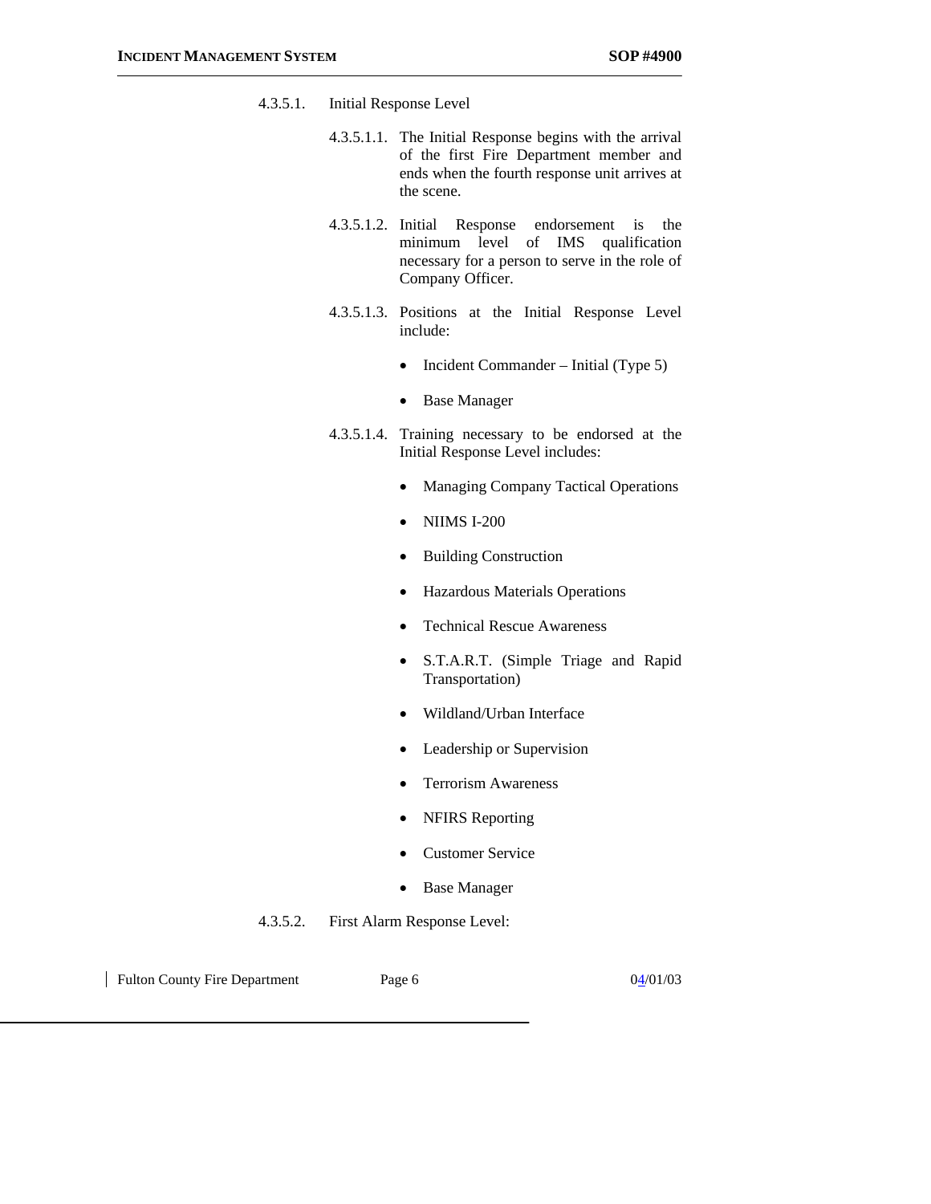4.3.5.1. Initial Response Level

4.3.5.1.1. The Initial Response begins with the arrival of the first Fire Department member and ends when the fourth response unit arrives at the scene.

4.3.5.1.2. Initial Response endorsement is the minimum level of IMS qualification necessary for a person to serve in the role of Company Officer.

4.3.5.1.3. Positions at the Initial Response Level include:

- Incident Commander – Initial (Type 5)
- Base Manager

4.3.5.1.4. Training necessary to be endorsed at the Initial Response Level includes:

- Managing Company Tactical Operations
- NIIMS I-200
- Building Construction
- Hazardous Materials Operations
- Technical Rescue Awareness
- S.T.A.R.T. (Simple Triage and Rapid Transportation)
- Wildland/Urban Interface
- Leadership or Supervision
- Terrorism Awareness
- NFIRS Reporting
- Customer Service
- Base Manager

4.3.5.2. First Alarm Response Level: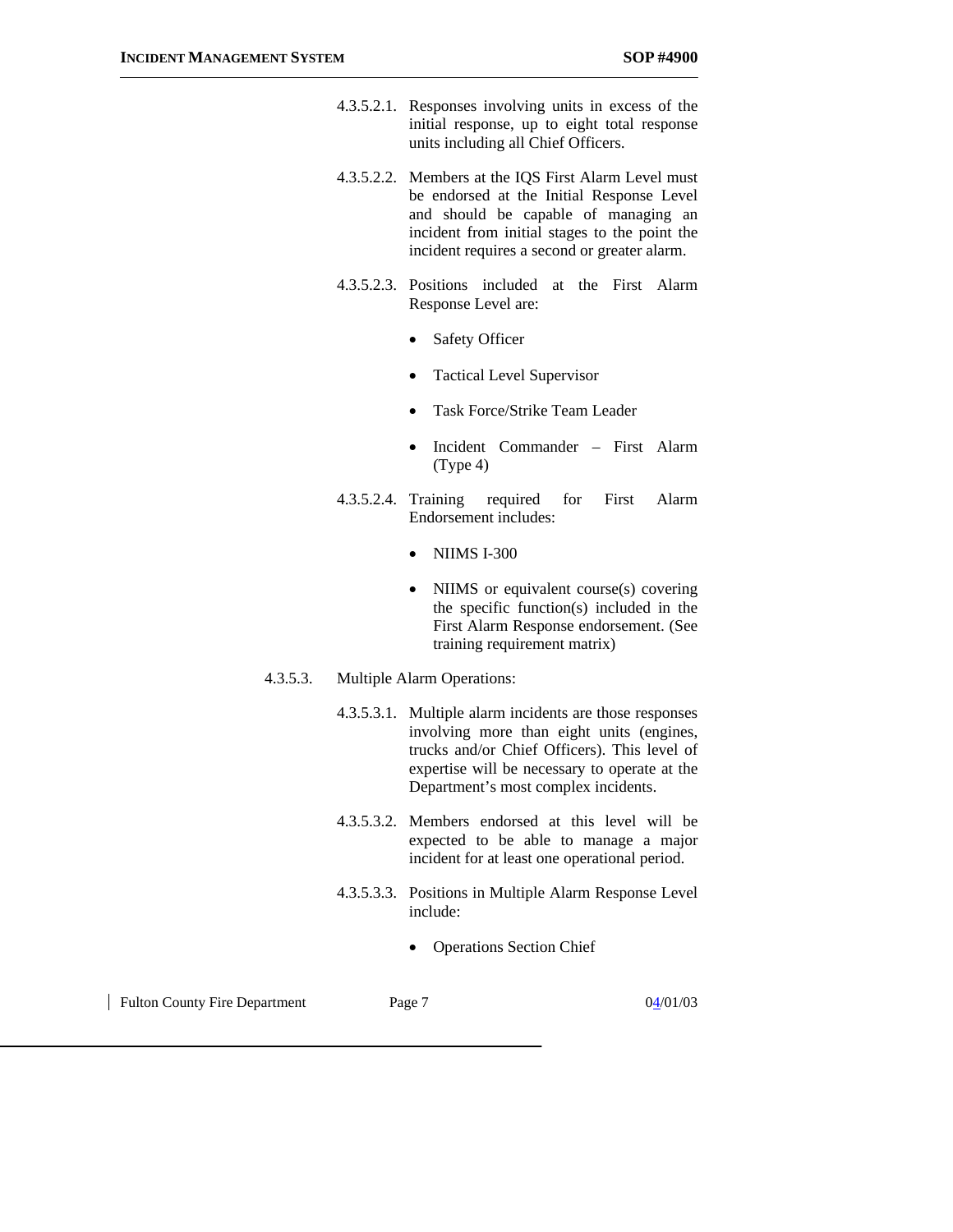4.3.5.2.1. Responses involving units in excess of the initial response, up to eight total response units including all Chief Officers.

4.3.5.2.2. Members at the IQS First Alarm Level must be endorsed at the Initial Response Level and should be capable of managing an incident from initial stages to the point the incident requires a second or greater alarm.

4.3.5.2.3. Positions included at the First Alarm Response Level are:

- Safety Officer
- Tactical Level Supervisor
- Task Force/Strike Team Leader
- Incident Commander – First Alarm (Type 4)

4.3.5.2.4. Training required for First Alarm Endorsement includes:

- NIIMS I-300
- NIIMS or equivalent course(s) covering the specific function(s) included in the First Alarm Response endorsement. (See training requirement matrix)

4.3.5.3. Multiple Alarm Operations:

4.3.5.3.1. Multiple alarm incidents are those responses involving more than eight units (engines, trucks and/or Chief Officers). This level of expertise will be necessary to operate at the Department's most complex incidents.

4.3.5.3.2. Members endorsed at this level will be expected to be able to manage a major incident for at least one operational period.

4.3.5.3.3. Positions in Multiple Alarm Response Level include:

- Operations Section Chief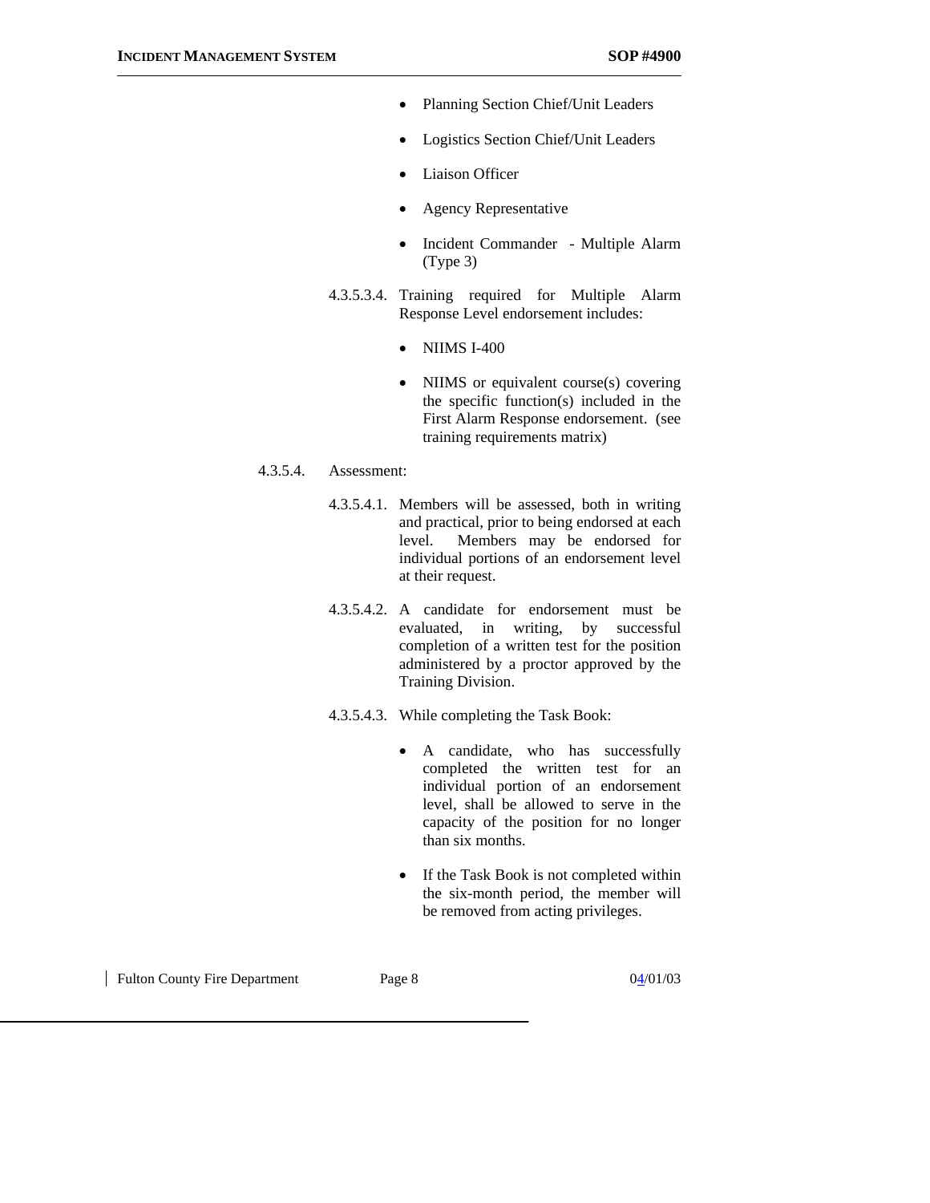- Planning Section Chief/Unit Leaders
- Logistics Section Chief/Unit Leaders
- Liaison Officer
- Agency Representative
- Incident Commander - Multiple Alarm (Type 3)

4.3.5.3.4. Training required for Multiple Alarm Response Level endorsement includes:

- NIIMS I-400
- NIIMS or equivalent course(s) covering the specific function(s) included in the First Alarm Response endorsement. (see training requirements matrix)

4.3.5.4. Assessment:

4.3.5.4.1. Members will be assessed, both in writing and practical, prior to being endorsed at each level. Members may be endorsed for individual portions of an endorsement level at their request.

4.3.5.4.2. A candidate for endorsement must be evaluated, in writing, by successful completion of a written test for the position administered by a proctor approved by the Training Division.

4.3.5.4.3. While completing the Task Book:

- A candidate, who has successfully completed the written test for an individual portion of an endorsement level, shall be allowed to serve in the capacity of the position for no longer than six months.
- If the Task Book is not completed within the six-month period, the member will be removed from acting privileges.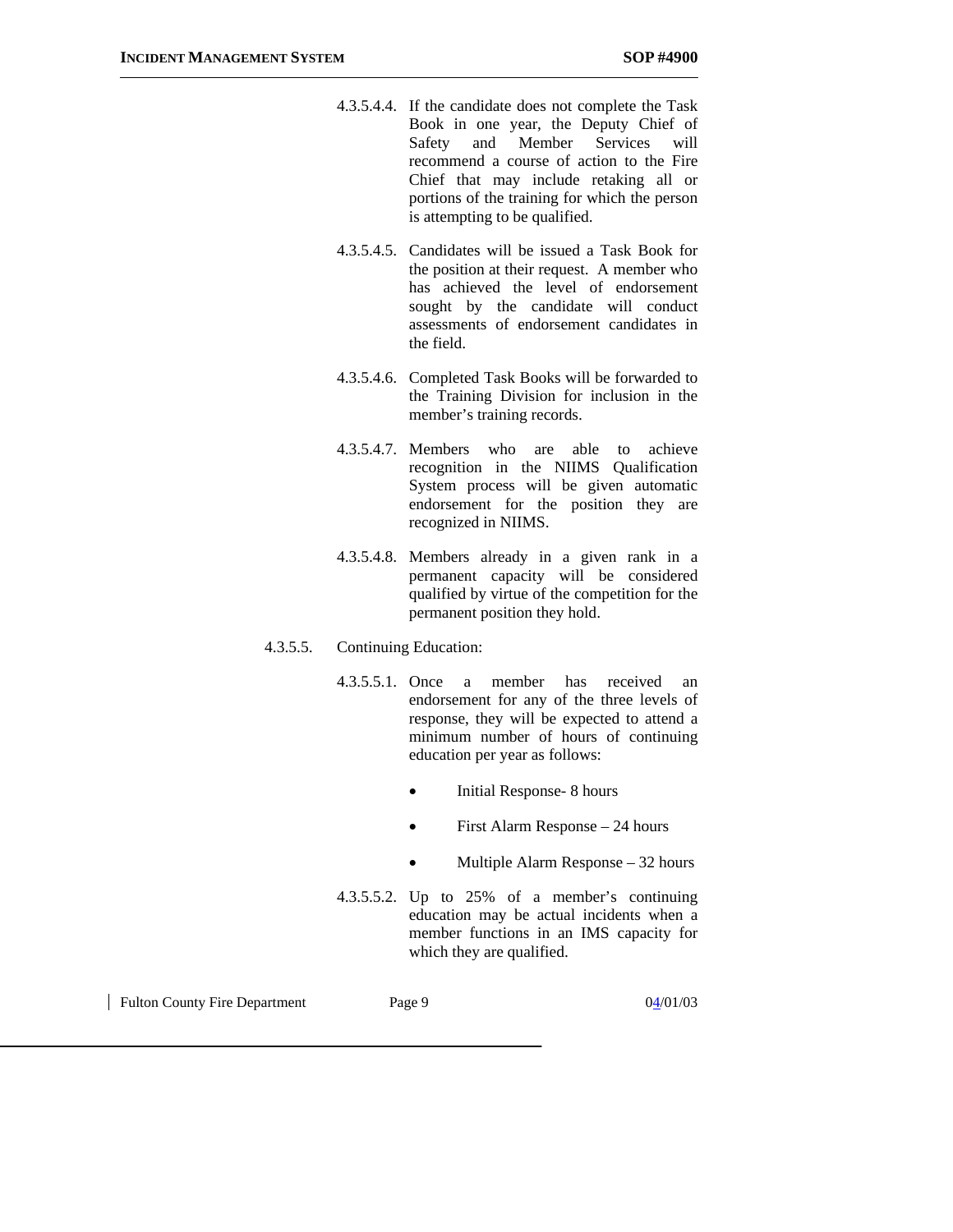4.3.5.4.4. If the candidate does not complete the Task Book in one year, the Deputy Chief of Safety and Member Services will recommend a course of action to the Fire Chief that may include retaking all or portions of the training for which the person is attempting to be qualified.

4.3.5.4.5. Candidates will be issued a Task Book for the position at their request. A member who has achieved the level of endorsement sought by the candidate will conduct assessments of endorsement candidates in the field.

4.3.5.4.6. Completed Task Books will be forwarded to the Training Division for inclusion in the member's training records.

4.3.5.4.7. Members who are able to achieve recognition in the NIIMS Qualification System process will be given automatic endorsement for the position they are recognized in NIIMS.

4.3.5.4.8. Members already in a given rank in a permanent capacity will be considered qualified by virtue of the competition for the permanent position they hold.

4.3.5.5. Continuing Education:

4.3.5.5.1. Once a member has received an endorsement for any of the three levels of response, they will be expected to attend a minimum number of hours of continuing education per year as follows:

- Initial Response- 8 hours
- First Alarm Response – 24 hours
- Multiple Alarm Response – 32 hours

4.3.5.5.2. Up to 25% of a member's continuing education may be actual incidents when a member functions in an IMS capacity for which they are qualified.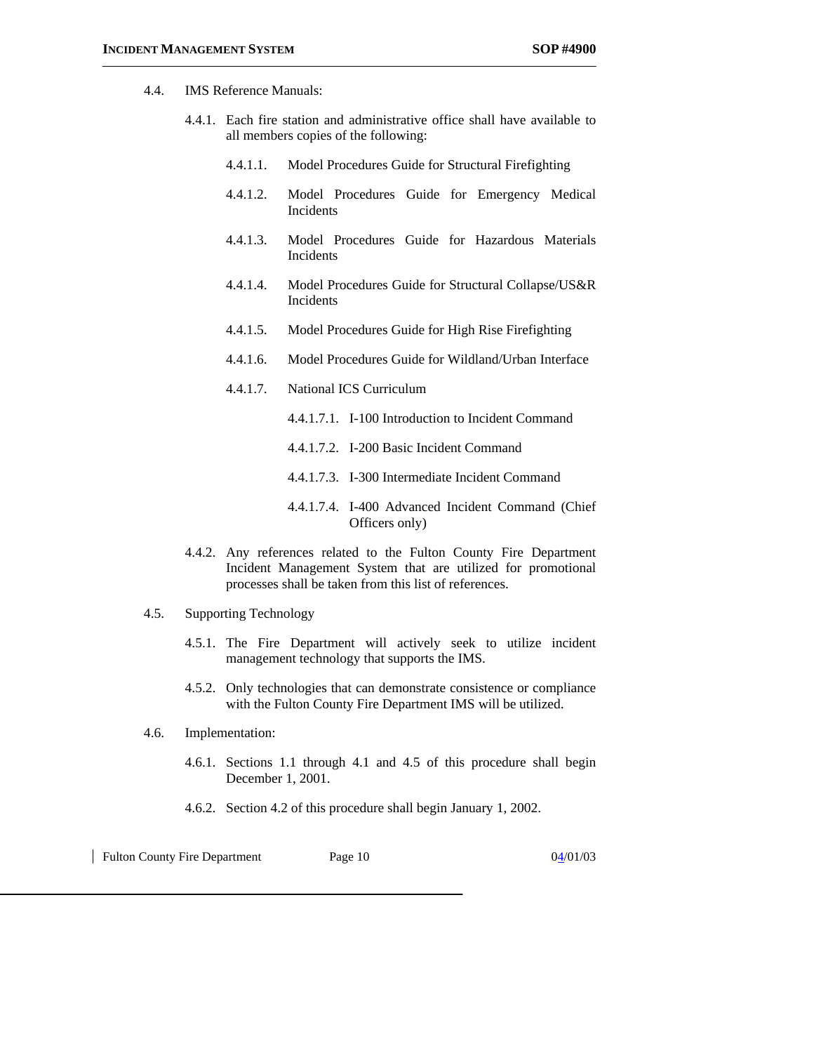4.4. IMS Reference Manuals:

4.4.1. Each fire station and administrative office shall have available to all members copies of the following:

4.4.1.1. Model Procedures Guide for Structural Firefighting

4.4.1.2. Model Procedures Guide for Emergency Medical Incidents

4.4.1.3. Model Procedures Guide for Hazardous Materials Incidents

4.4.1.4. Model Procedures Guide for Structural Collapse/US&R Incidents

4.4.1.5. Model Procedures Guide for High Rise Firefighting

4.4.1.6. Model Procedures Guide for Wildland/Urban Interface

4.4.1.7. National ICS Curriculum

4.4.1.7.1. I-100 Introduction to Incident Command

4.4.1.7.2. I-200 Basic Incident Command

4.4.1.7.3. I-300 Intermediate Incident Command

4.4.1.7.4. I-400 Advanced Incident Command (Chief Officers only)

4.4.2. Any references related to the Fulton County Fire Department Incident Management System that are utilized for promotional processes shall be taken from this list of references.

4.5. Supporting Technology

4.5.1. The Fire Department will actively seek to utilize incident management technology that supports the IMS.

4.5.2. Only technologies that can demonstrate consistence or compliance with the Fulton County Fire Department IMS will be utilized.

4.6. Implementation:

4.6.1. Sections 1.1 through 4.1 and 4.5 of this procedure shall begin December 1, 2001.

4.6.2. Section 4.2 of this procedure shall begin January 1, 2002.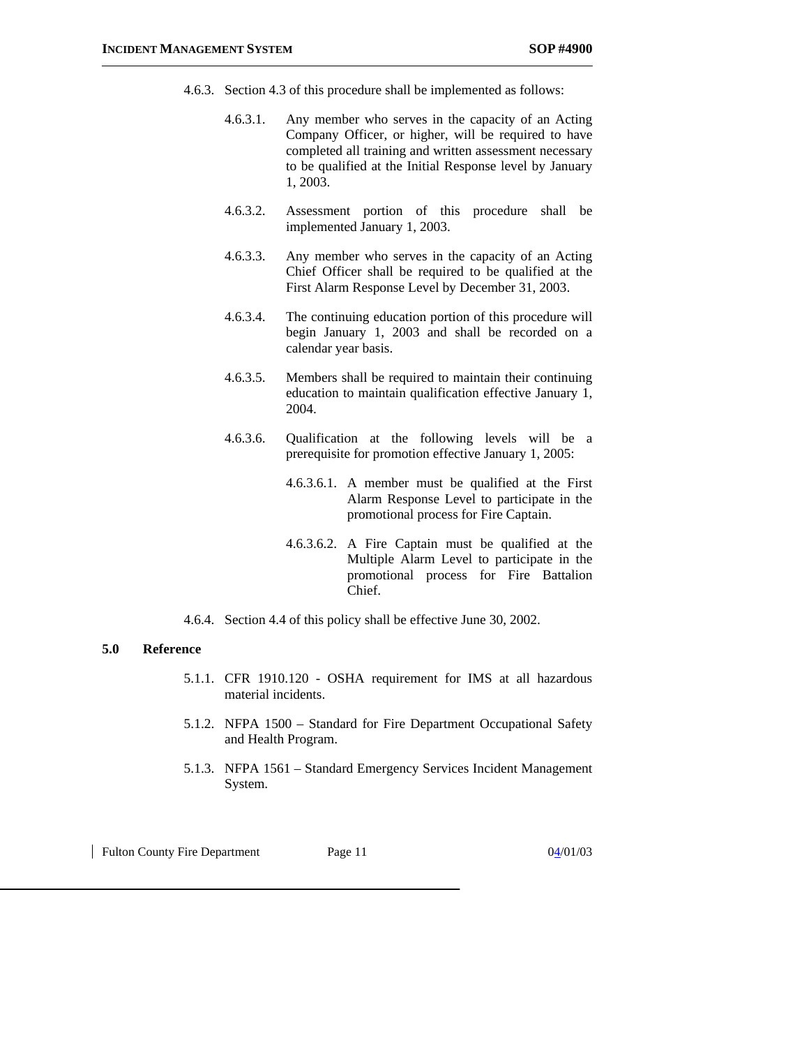4.6.3. Section 4.3 of this procedure shall be implemented as follows:

4.6.3.1. Any member who serves in the capacity of an Acting Company Officer, or higher, will be required to have completed all training and written assessment necessary to be qualified at the Initial Response level by January 1, 2003.

4.6.3.2. Assessment portion of this procedure shall be implemented January 1, 2003.

4.6.3.3. Any member who serves in the capacity of an Acting Chief Officer shall be required to be qualified at the First Alarm Response Level by December 31, 2003.

4.6.3.4. The continuing education portion of this procedure will begin January 1, 2003 and shall be recorded on a calendar year basis.

4.6.3.5. Members shall be required to maintain their continuing education to maintain qualification effective January 1, 2004.

4.6.3.6. Qualification at the following levels will be a prerequisite for promotion effective January 1, 2005:

4.6.3.6.1. A member must be qualified at the First Alarm Response Level to participate in the promotional process for Fire Captain.

4.6.3.6.2. A Fire Captain must be qualified at the Multiple Alarm Level to participate in the promotional process for Fire Battalion Chief.

4.6.4. Section 4.4 of this policy shall be effective June 30, 2002.

## 5.0 Reference

5.1.1. CFR 1910.120 - OSHA requirement for IMS at all hazardous material incidents.

5.1.2. NFPA 1500 – Standard for Fire Department Occupational Safety and Health Program.

5.1.3. NFPA 1561 – Standard Emergency Services Incident Management System.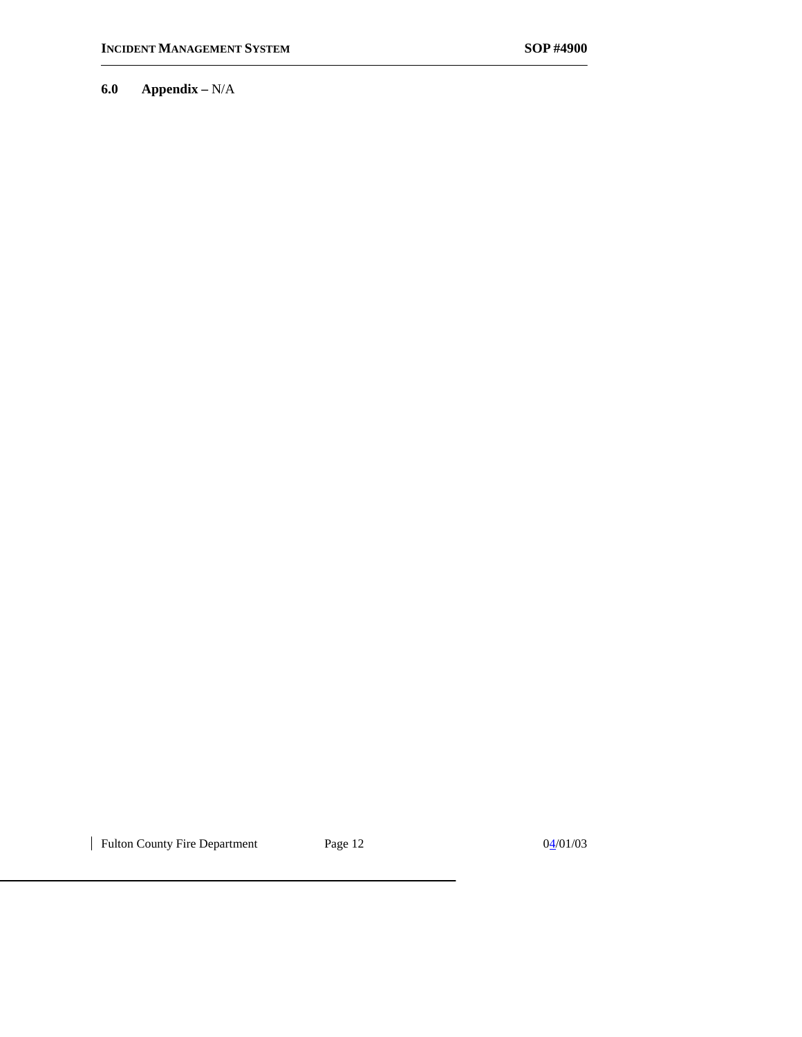**6.0 Appendix –** N/A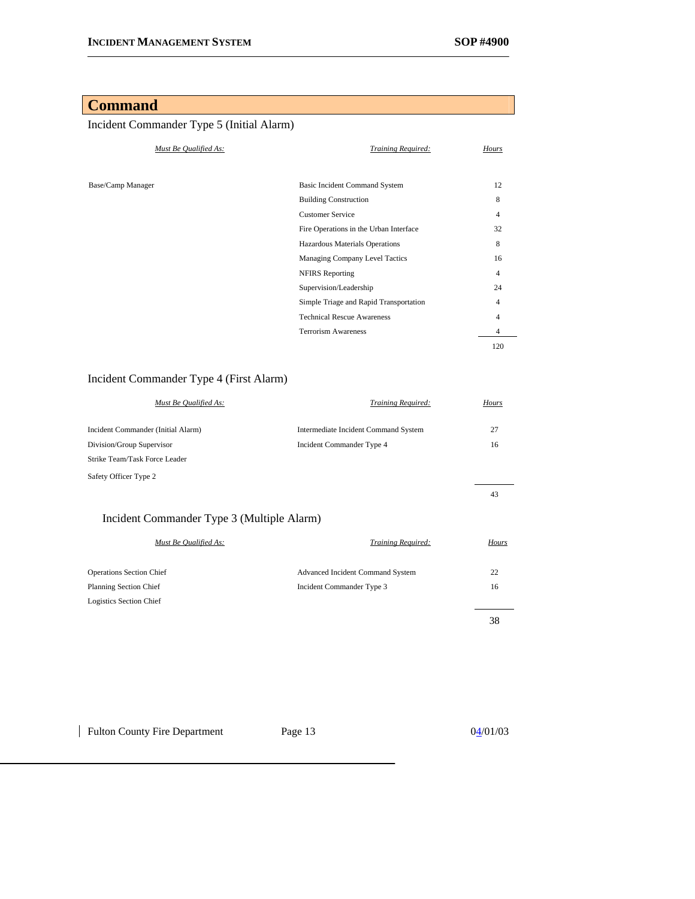# Command

## Incident Commander Type 5 (Initial Alarm)

| *Must Be Qualified As:* | *Training Required:* | *Hours* |
|---|---|---|
| Base/Camp Manager | Basic Incident Command System | 12 |
| | Building Construction | 8 |
| | Customer Service | 4 |
| | Fire Operations in the Urban Interface | 32 |
| | Hazardous Materials Operations | 8 |
| | Managing Company Level Tactics | 16 |
| | NFIRS Reporting | 4 |
| | Supervision/Leadership | 24 |
| | Simple Triage and Rapid Transportation | 4 |
| | Technical Rescue Awareness | 4 |
| | Terrorism Awareness | 4 |
| | | 120 |

## Incident Commander Type 4 (First Alarm)

| *Must Be Qualified As:* | *Training Required:* | *Hours* |
|---|---|---|
| Incident Commander (Initial Alarm) | Intermediate Incident Command System | 27 |
| Division/Group Supervisor | Incident Commander Type 4 | 16 |
| Strike Team/Task Force Leader | | |
| Safety Officer Type 2 | | |
| | | 43 |

## Incident Commander Type 3 (Multiple Alarm)

| *Must Be Qualified As:* | *Training Required:* | *Hours* |
|---|---|---|
| Operations Section Chief | Advanced Incident Command System | 22 |
| Planning Section Chief | Incident Commander Type 3 | 16 |
| Logistics Section Chief | | |
| | | 38 |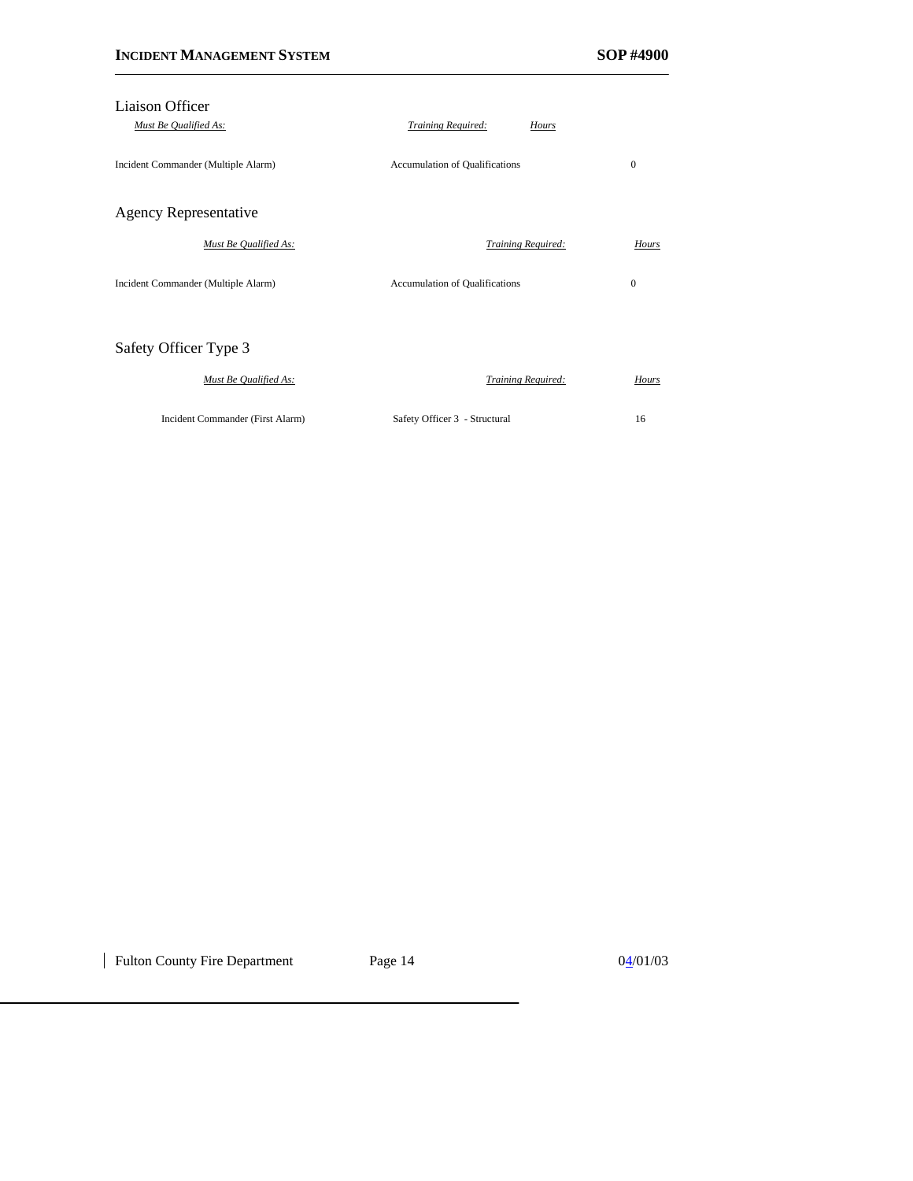### Liaison Officer

| *Must Be Qualified As:* | *Training Required:* | *Hours* |
|---|---|---|
| Incident Commander (Multiple Alarm) | Accumulation of Qualifications | 0 |

### Agency Representative

| *Must Be Qualified As:* | *Training Required:* | *Hours* |
|---|---|---|
| Incident Commander (Multiple Alarm) | Accumulation of Qualifications | 0 |

### Safety Officer Type 3

| *Must Be Qualified As:* | *Training Required:* | *Hours* |
|---|---|---|
| Incident Commander (First Alarm) | Safety Officer 3 - Structural | 16 |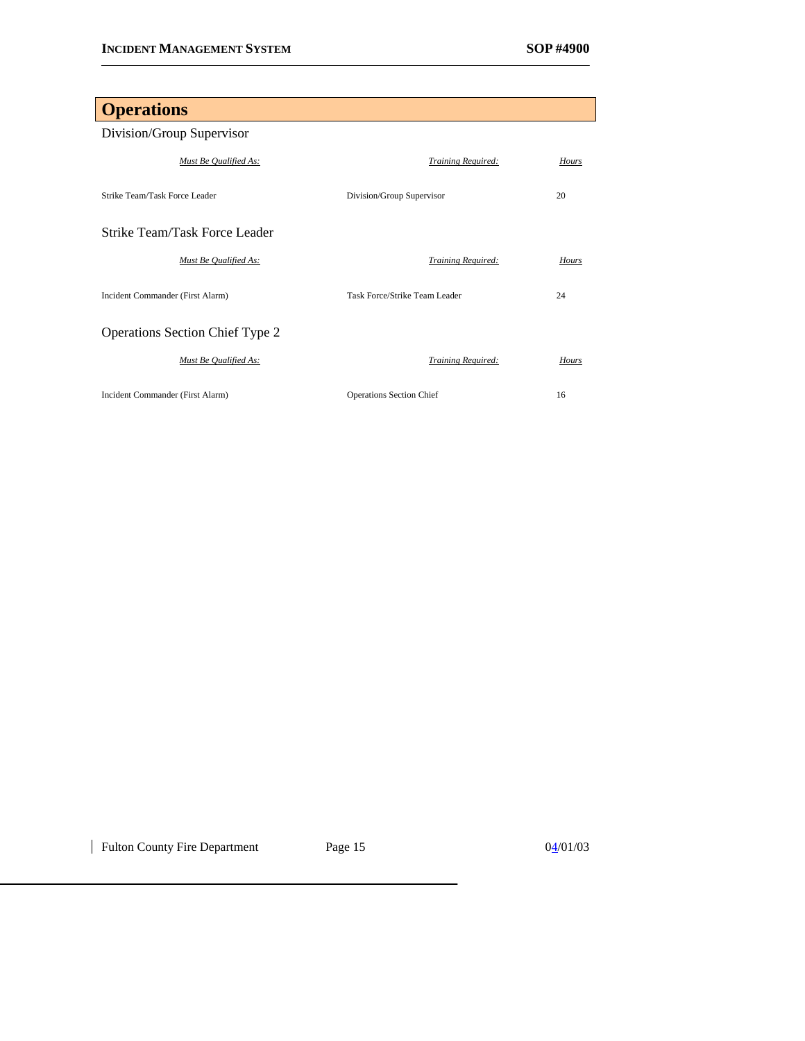# Operations

## Division/Group Supervisor

| *Must Be Qualified As:* | *Training Required:* | *Hours* |
|---|---|---|
| Strike Team/Task Force Leader | Division/Group Supervisor | 20 |

## Strike Team/Task Force Leader

| *Must Be Qualified As:* | *Training Required:* | *Hours* |
|---|---|---|
| Incident Commander (First Alarm) | Task Force/Strike Team Leader | 24 |

## Operations Section Chief Type 2

| *Must Be Qualified As:* | *Training Required:* | *Hours* |
|---|---|---|
| Incident Commander (First Alarm) | Operations Section Chief | 16 |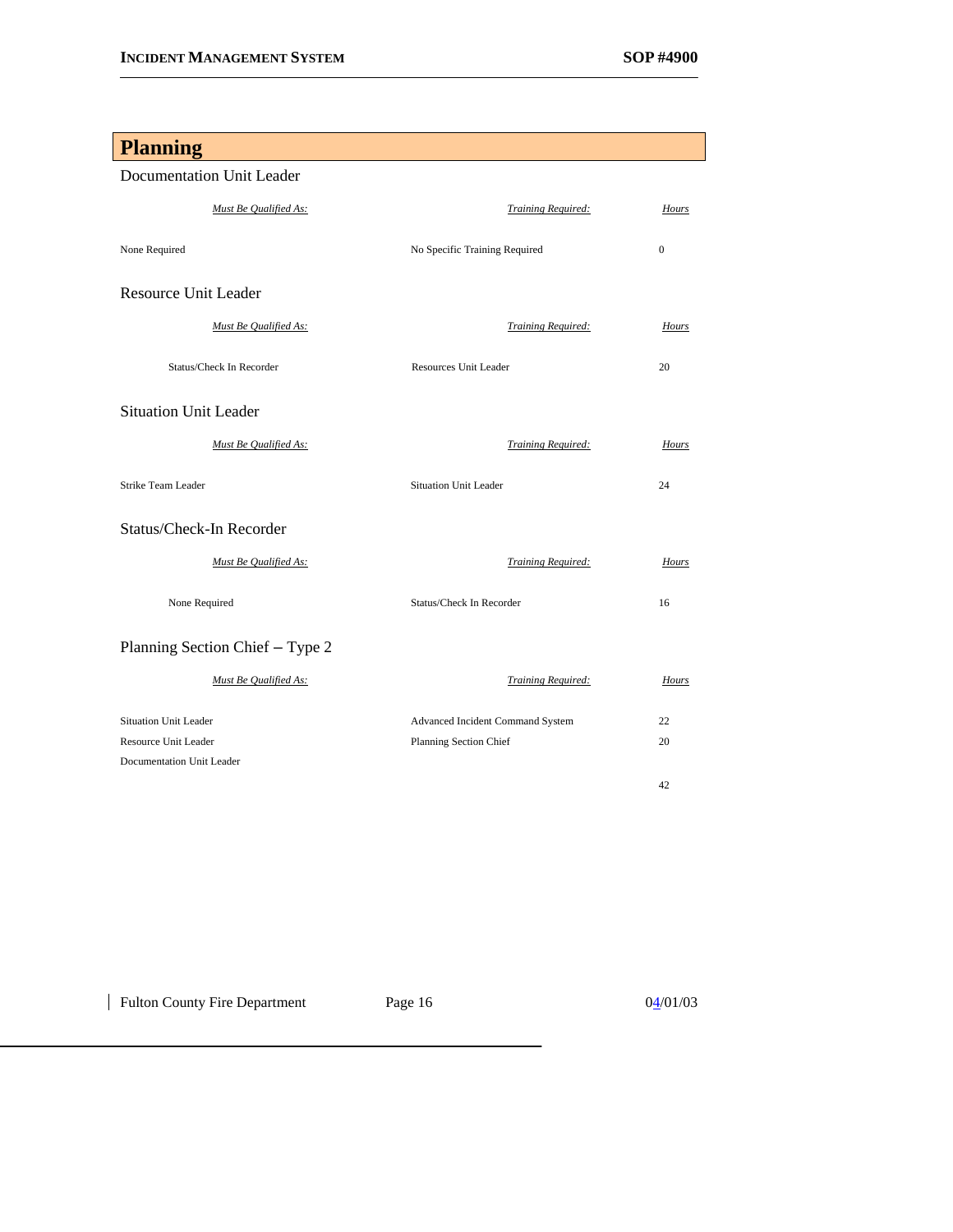## Planning

### Documentation Unit Leader

| *Must Be Qualified As:* | *Training Required:* | *Hours* |
|---|---|---|
| None Required | No Specific Training Required | 0 |

### Resource Unit Leader

| *Must Be Qualified As:* | *Training Required:* | *Hours* |
|---|---|---|
| Status/Check In Recorder | Resources Unit Leader | 20 |

### Situation Unit Leader

| *Must Be Qualified As:* | *Training Required:* | *Hours* |
|---|---|---|
| Strike Team Leader | Situation Unit Leader | 24 |

### Status/Check-In Recorder

| *Must Be Qualified As:* | *Training Required:* | *Hours* |
|---|---|---|
| None Required | Status/Check In Recorder | 16 |

### Planning Section Chief – Type 2

| *Must Be Qualified As:* | *Training Required:* | *Hours* |
|---|---|---|
| Situation Unit Leader | Advanced Incident Command System | 22 |
| Resource Unit Leader | Planning Section Chief | 20 |
| Documentation Unit Leader | | |
| | | 42 |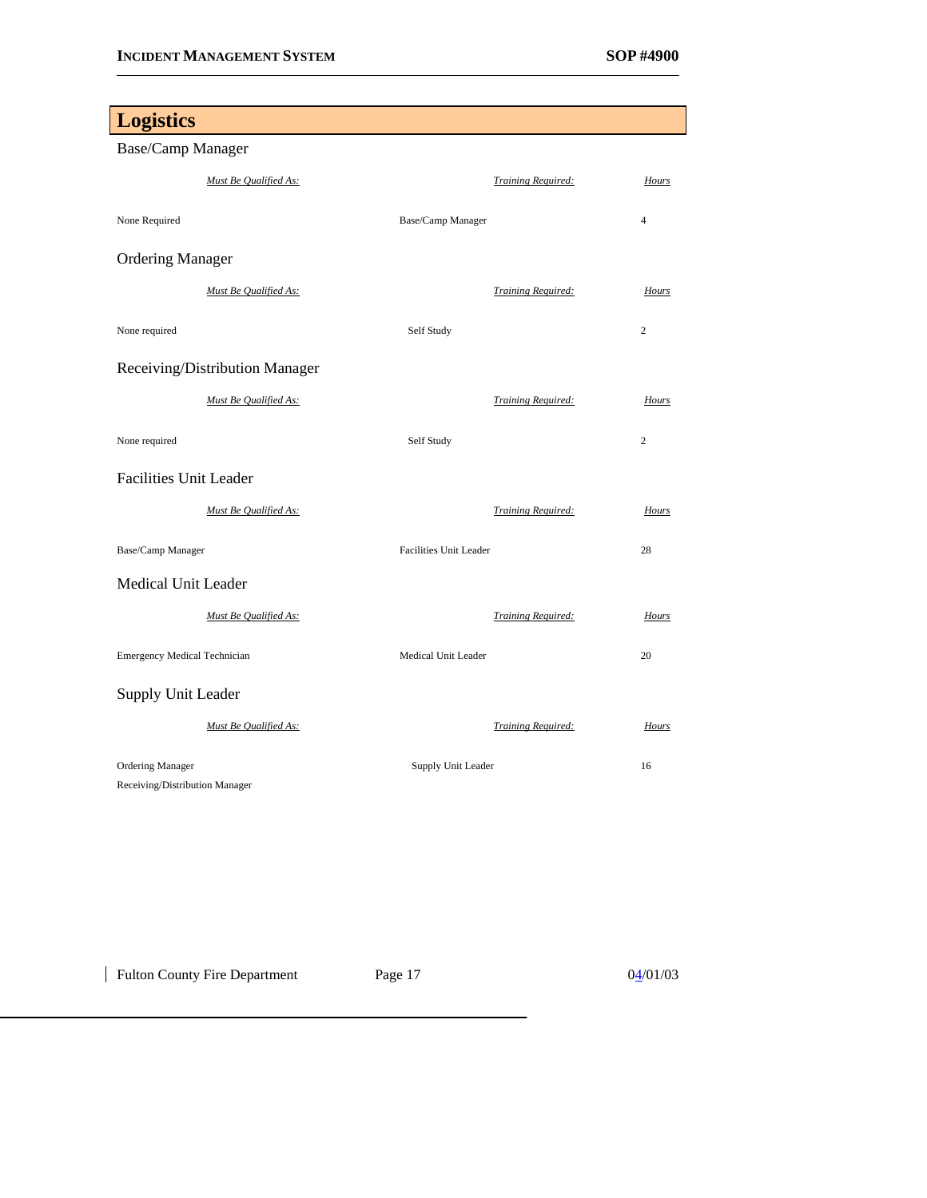## Logistics

### Base/Camp Manager

| *Must Be Qualified As:* | *Training Required:* | *Hours* |
|---|---|---|
| None Required | Base/Camp Manager | 4 |

### Ordering Manager

| *Must Be Qualified As:* | *Training Required:* | *Hours* |
|---|---|---|
| None required | Self Study | 2 |

### Receiving/Distribution Manager

| *Must Be Qualified As:* | *Training Required:* | *Hours* |
|---|---|---|
| None required | Self Study | 2 |

### Facilities Unit Leader

| *Must Be Qualified As:* | *Training Required:* | *Hours* |
|---|---|---|
| Base/Camp Manager | Facilities Unit Leader | 28 |

### Medical Unit Leader

| *Must Be Qualified As:* | *Training Required:* | *Hours* |
|---|---|---|
| Emergency Medical Technician | Medical Unit Leader | 20 |

### Supply Unit Leader

| *Must Be Qualified As:* | *Training Required:* | *Hours* |
|---|---|---|
| Ordering Manager<br>Receiving/Distribution Manager | Supply Unit Leader | 16 |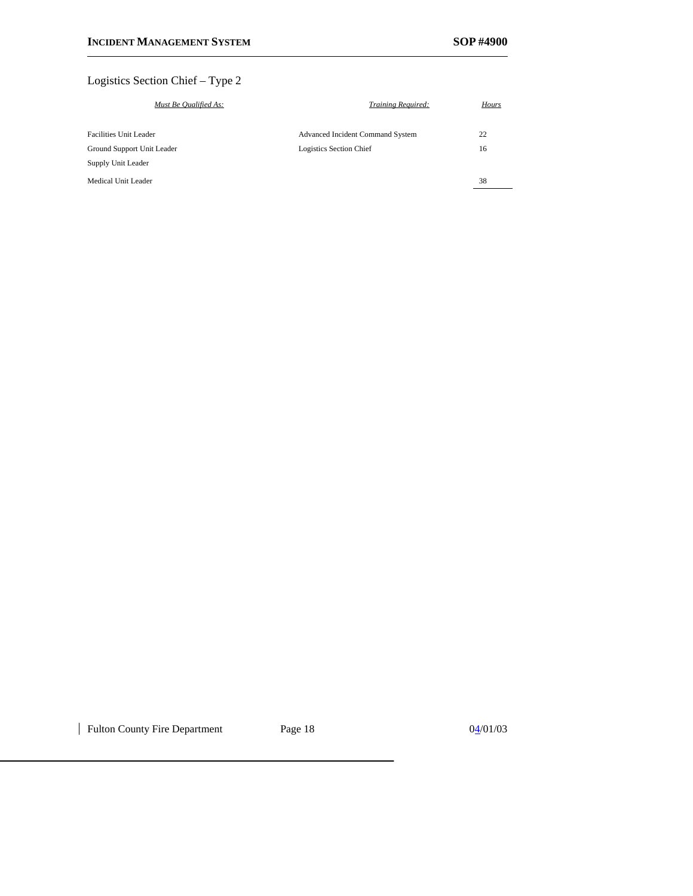## Logistics Section Chief – Type 2

| *Must Be Qualified As:* | *Training Required:* | *Hours* |
|---|---|---|
| Facilities Unit Leader | Advanced Incident Command System | 22 |
| Ground Support Unit Leader | Logistics Section Chief | 16 |
| Supply Unit Leader | | |
| Medical Unit Leader | | 38 |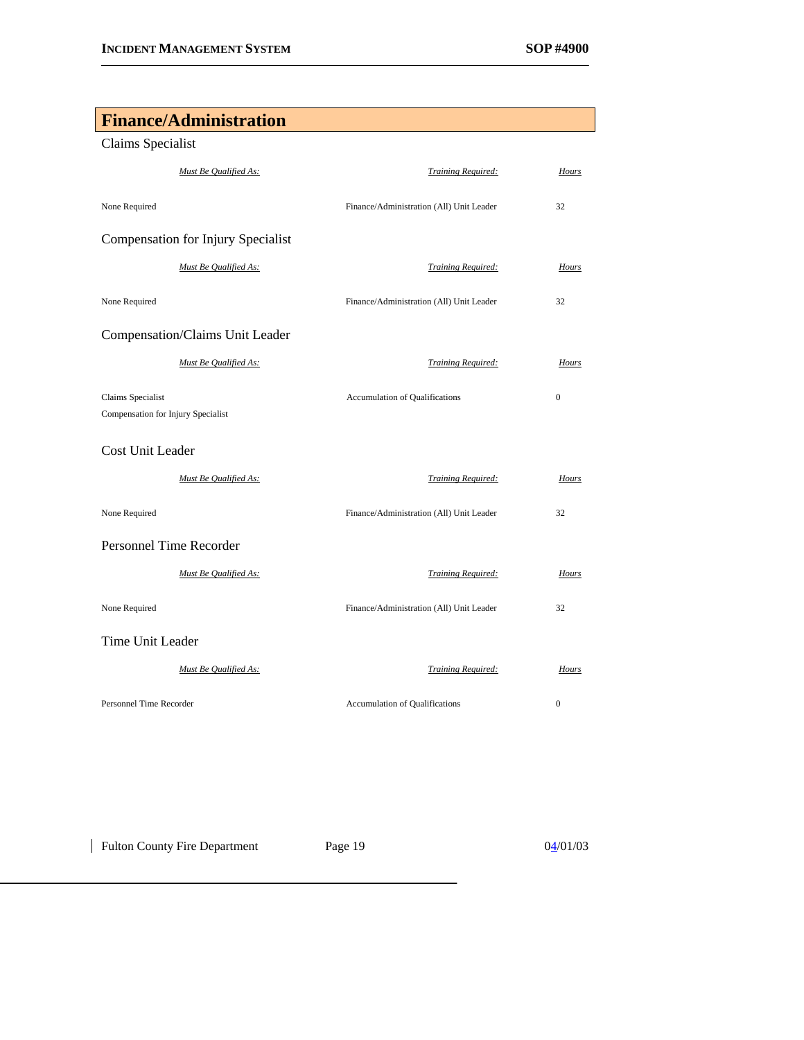## Finance/Administration

### Claims Specialist

| *Must Be Qualified As:* | *Training Required:* | *Hours* |
|---|---|---|
| None Required | Finance/Administration (All) Unit Leader | 32 |

### Compensation for Injury Specialist

| *Must Be Qualified As:* | *Training Required:* | *Hours* |
|---|---|---|
| None Required | Finance/Administration (All) Unit Leader | 32 |

### Compensation/Claims Unit Leader

| *Must Be Qualified As:* | *Training Required:* | *Hours* |
|---|---|---|
| Claims Specialist | Accumulation of Qualifications | 0 |
| Compensation for Injury Specialist | | |

### Cost Unit Leader

| *Must Be Qualified As:* | *Training Required:* | *Hours* |
|---|---|---|
| None Required | Finance/Administration (All) Unit Leader | 32 |

### Personnel Time Recorder

| *Must Be Qualified As:* | *Training Required:* | *Hours* |
|---|---|---|
| None Required | Finance/Administration (All) Unit Leader | 32 |

### Time Unit Leader

| *Must Be Qualified As:* | *Training Required:* | *Hours* |
|---|---|---|
| Personnel Time Recorder | Accumulation of Qualifications | 0 |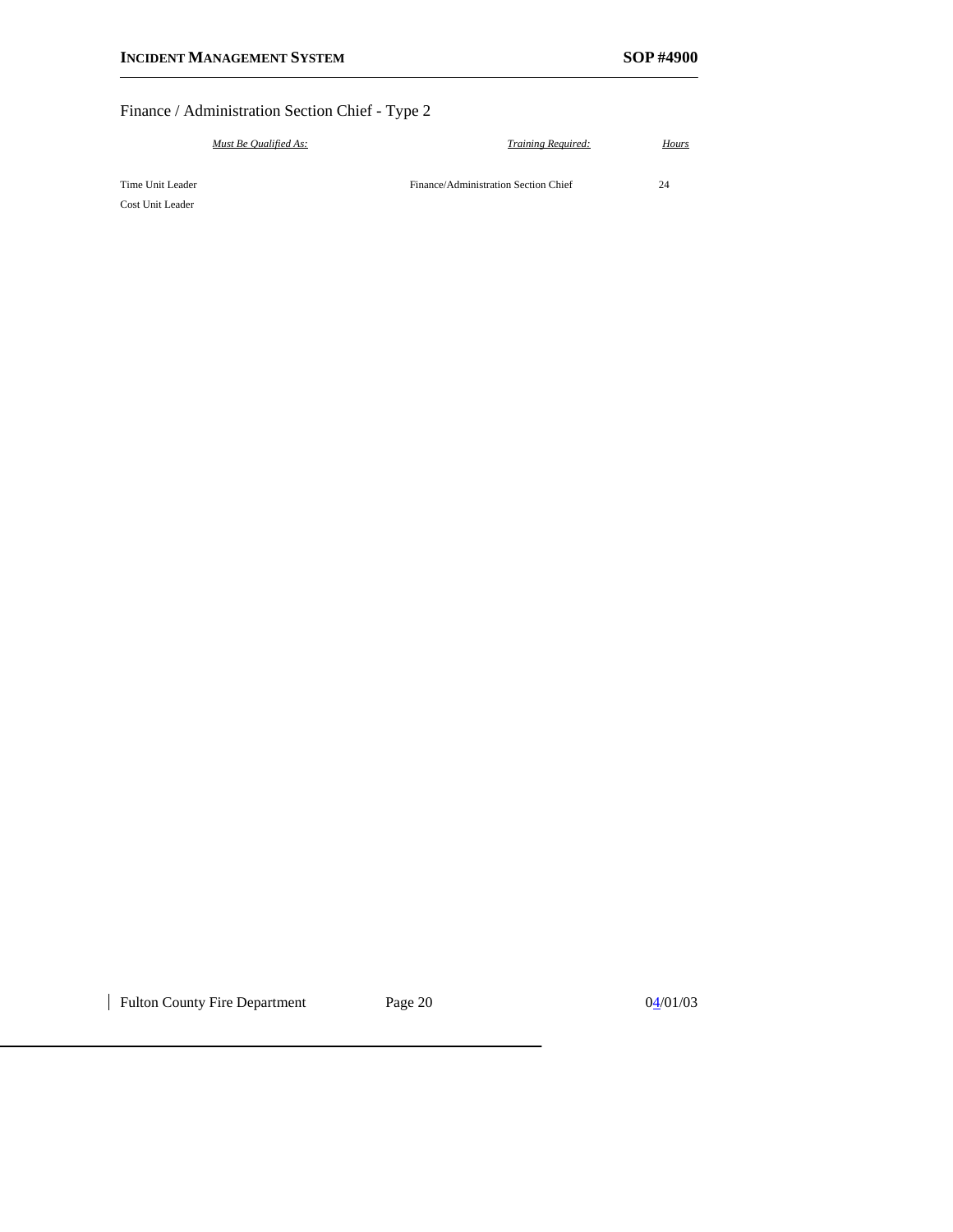## Finance / Administration Section Chief - Type 2

| *Must Be Qualified As:* | *Training Required:* | *Hours* |
|---|---|---|
| Time Unit Leader | Finance/Administration Section Chief | 24 |
| Cost Unit Leader | | |